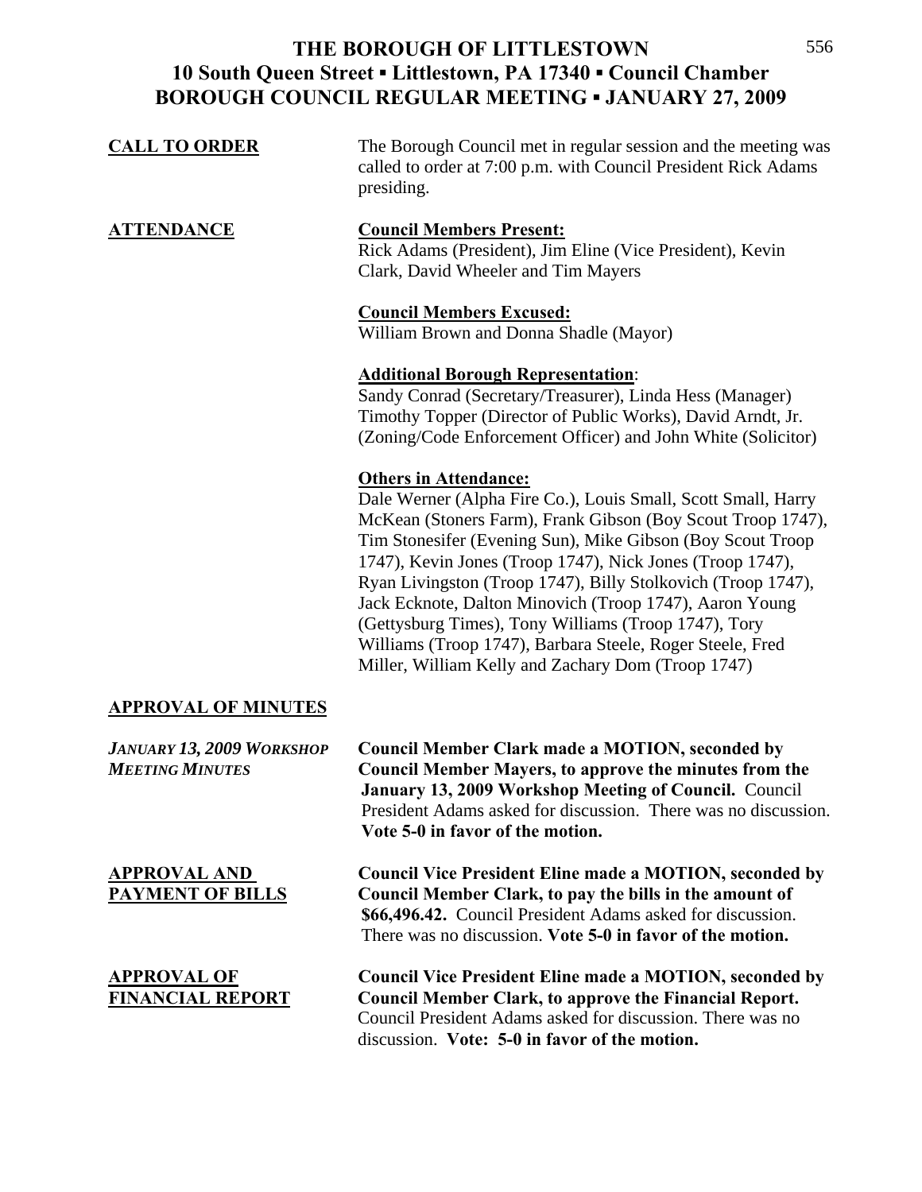# THE BOROUGH OF LITTLESTOWN
## 10 South Queen Street ▪ Littlestown, PA 17340 ▪ Council Chamber
## BOROUGH COUNCIL REGULAR MEETING ▪ JANUARY 27, 2009

**CALL TO ORDER**

The Borough Council met in regular session and the meeting was called to order at 7:00 p.m. with Council President Rick Adams presiding.

**ATTENDANCE**

**Council Members Present:**
Rick Adams (President), Jim Eline (Vice President), Kevin Clark, David Wheeler and Tim Mayers

**Council Members Excused:**
William Brown and Donna Shadle (Mayor)

**Additional Borough Representation**:
Sandy Conrad (Secretary/Treasurer), Linda Hess (Manager) Timothy Topper (Director of Public Works), David Arndt, Jr. (Zoning/Code Enforcement Officer) and John White (Solicitor)

**Others in Attendance:**
Dale Werner (Alpha Fire Co.), Louis Small, Scott Small, Harry McKean (Stoners Farm), Frank Gibson (Boy Scout Troop 1747), Tim Stonesifer (Evening Sun), Mike Gibson (Boy Scout Troop 1747), Kevin Jones (Troop 1747), Nick Jones (Troop 1747), Ryan Livingston (Troop 1747), Billy Stolkovich (Troop 1747), Jack Ecknote, Dalton Minovich (Troop 1747), Aaron Young (Gettysburg Times), Tony Williams (Troop 1747), Tory Williams (Troop 1747), Barbara Steele, Roger Steele, Fred Miller, William Kelly and Zachary Dom (Troop 1747)

**APPROVAL OF MINUTES**

***JANUARY 13, 2009 WORKSHOP MEETING MINUTES***

**Council Member Clark made a MOTION, seconded by Council Member Mayers, to approve the minutes from the January 13, 2009 Workshop Meeting of Council.** Council President Adams asked for discussion. There was no discussion. **Vote 5-0 in favor of the motion.**

**APPROVAL AND PAYMENT OF BILLS**

**Council Vice President Eline made a MOTION, seconded by Council Member Clark, to pay the bills in the amount of $66,496.42.** Council President Adams asked for discussion. There was no discussion. **Vote 5-0 in favor of the motion.**

**APPROVAL OF FINANCIAL REPORT**

**Council Vice President Eline made a MOTION, seconded by Council Member Clark, to approve the Financial Report.** Council President Adams asked for discussion. There was no discussion. **Vote: 5-0 in favor of the motion.**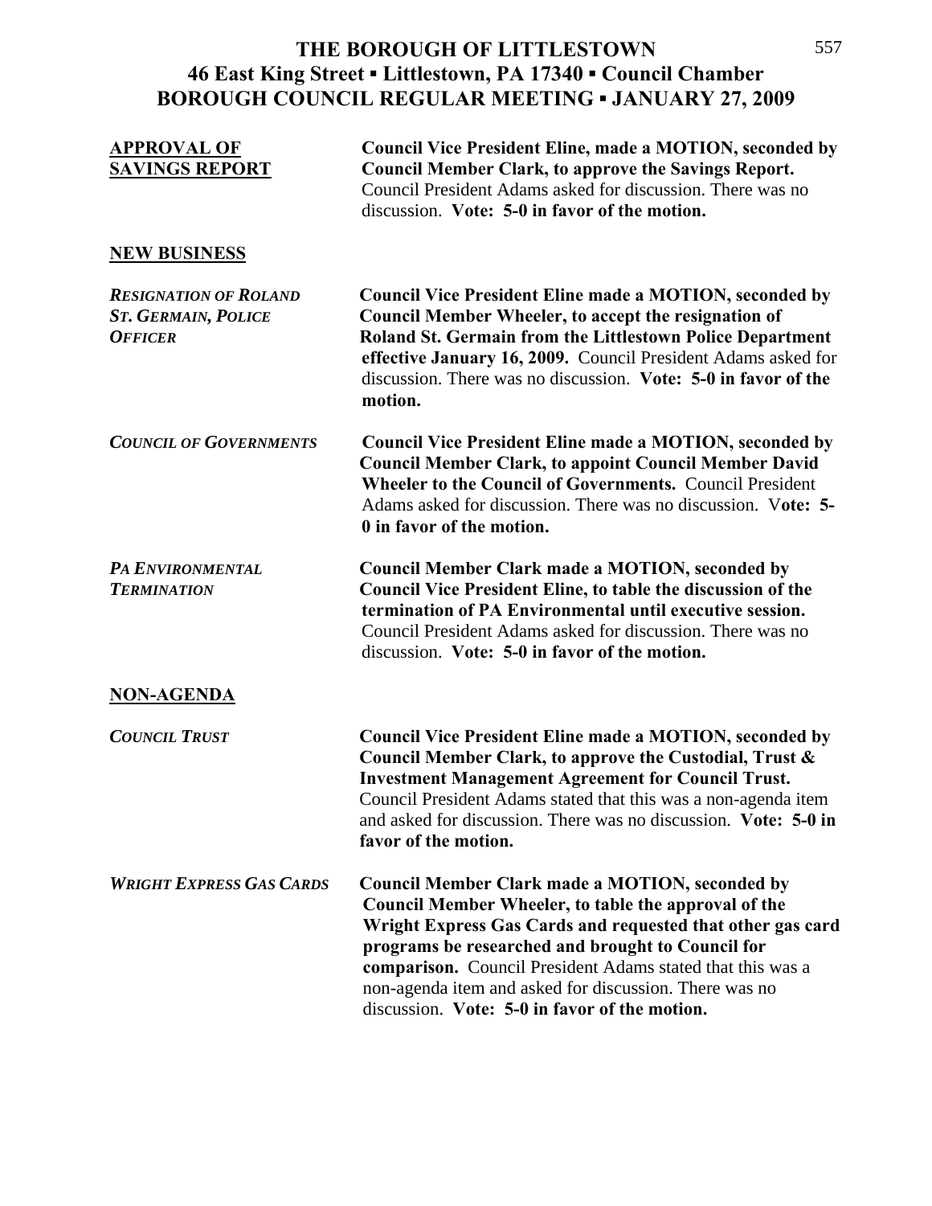**THE BOROUGH OF LITTLESTOWN**
**46 East King Street ▪ Littlestown, PA 17340 ▪ Council Chamber**
**BOROUGH COUNCIL REGULAR MEETING ▪ JANUARY 27, 2009**

**APPROVAL OF SAVINGS REPORT**

**Council Vice President Eline, made a MOTION, seconded by Council Member Clark, to approve the Savings Report.** Council President Adams asked for discussion. There was no discussion. **Vote: 5-0 in favor of the motion.**

## NEW BUSINESS

***RESIGNATION OF ROLAND ST. GERMAIN, POLICE OFFICER***

**Council Vice President Eline made a MOTION, seconded by Council Member Wheeler, to accept the resignation of Roland St. Germain from the Littlestown Police Department effective January 16, 2009.** Council President Adams asked for discussion. There was no discussion. **Vote: 5-0 in favor of the motion.**

***COUNCIL OF GOVERNMENTS***

**Council Vice President Eline made a MOTION, seconded by Council Member Clark, to appoint Council Member David Wheeler to the Council of Governments.** Council President Adams asked for discussion. There was no discussion. **Vote: 5-0 in favor of the motion.**

***PA ENVIRONMENTAL TERMINATION***

**Council Member Clark made a MOTION, seconded by Council Vice President Eline, to table the discussion of the termination of PA Environmental until executive session.** Council President Adams asked for discussion. There was no discussion. **Vote: 5-0 in favor of the motion.**

## NON-AGENDA

***COUNCIL TRUST***

**Council Vice President Eline made a MOTION, seconded by Council Member Clark, to approve the Custodial, Trust & Investment Management Agreement for Council Trust.** Council President Adams stated that this was a non-agenda item and asked for discussion. There was no discussion. **Vote: 5-0 in favor of the motion.**

***WRIGHT EXPRESS GAS CARDS***

**Council Member Clark made a MOTION, seconded by Council Member Wheeler, to table the approval of the Wright Express Gas Cards and requested that other gas card programs be researched and brought to Council for comparison.** Council President Adams stated that this was a non-agenda item and asked for discussion. There was no discussion. **Vote: 5-0 in favor of the motion.**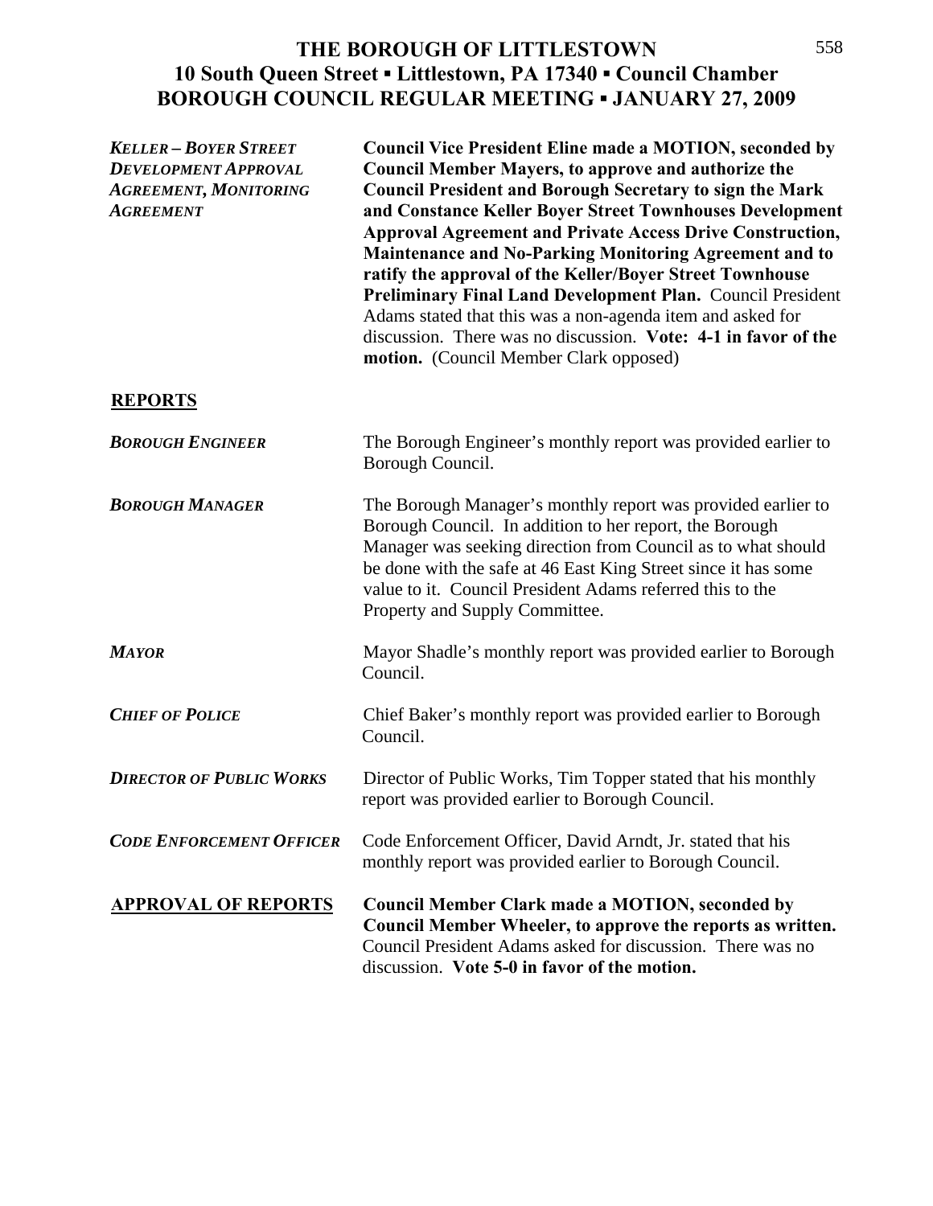# THE BOROUGH OF LITTLESTOWN
## 10 South Queen Street ▪ Littlestown, PA 17340 ▪ Council Chamber
## BOROUGH COUNCIL REGULAR MEETING ▪ JANUARY 27, 2009

***KELLER – BOYER STREET DEVELOPMENT APPROVAL AGREEMENT, MONITORING AGREEMENT***

**Council Vice President Eline made a MOTION, seconded by Council Member Mayers, to approve and authorize the Council President and Borough Secretary to sign the Mark and Constance Keller Boyer Street Townhouses Development Approval Agreement and Private Access Drive Construction, Maintenance and No-Parking Monitoring Agreement and to ratify the approval of the Keller/Boyer Street Townhouse Preliminary Final Land Development Plan.** Council President Adams stated that this was a non-agenda item and asked for discussion. There was no discussion. **Vote: 4-1 in favor of the motion.** (Council Member Clark opposed)

## REPORTS

***BOROUGH ENGINEER***

The Borough Engineer's monthly report was provided earlier to Borough Council.

***BOROUGH MANAGER***

The Borough Manager's monthly report was provided earlier to Borough Council. In addition to her report, the Borough Manager was seeking direction from Council as to what should be done with the safe at 46 East King Street since it has some value to it. Council President Adams referred this to the Property and Supply Committee.

***MAYOR***

Mayor Shadle's monthly report was provided earlier to Borough Council.

***CHIEF OF POLICE***

Chief Baker's monthly report was provided earlier to Borough Council.

***DIRECTOR OF PUBLIC WORKS***

Director of Public Works, Tim Topper stated that his monthly report was provided earlier to Borough Council.

***CODE ENFORCEMENT OFFICER***

Code Enforcement Officer, David Arndt, Jr. stated that his monthly report was provided earlier to Borough Council.

## APPROVAL OF REPORTS

**Council Member Clark made a MOTION, seconded by Council Member Wheeler, to approve the reports as written.** Council President Adams asked for discussion. There was no discussion. **Vote 5-0 in favor of the motion.**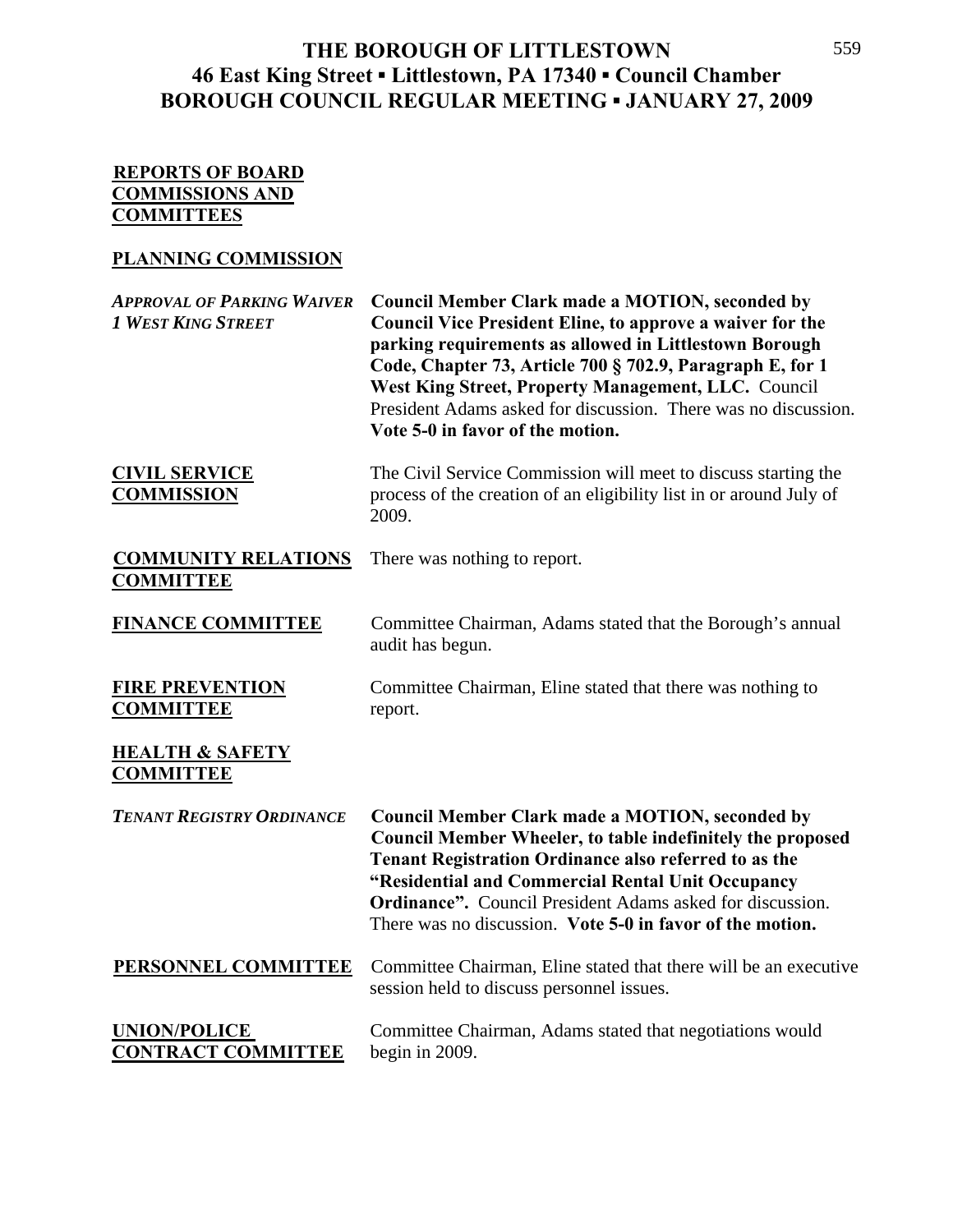# THE BOROUGH OF LITTLESTOWN
## 46 East King Street ▪ Littlestown, PA 17340 ▪ Council Chamber
## BOROUGH COUNCIL REGULAR MEETING ▪ JANUARY 27, 2009

### REPORTS OF BOARD COMMISSIONS AND COMMITTEES

### PLANNING COMMISSION

***APPROVAL OF PARKING WAIVER 1 WEST KING STREET***

**Council Member Clark made a MOTION, seconded by Council Vice President Eline, to approve a waiver for the parking requirements as allowed in Littlestown Borough Code, Chapter 73, Article 700 § 702.9, Paragraph E, for 1 West King Street, Property Management, LLC.** Council President Adams asked for discussion. There was no discussion. **Vote 5-0 in favor of the motion.**

### CIVIL SERVICE COMMISSION

The Civil Service Commission will meet to discuss starting the process of the creation of an eligibility list in or around July of 2009.

### COMMUNITY RELATIONS COMMITTEE

There was nothing to report.

### FINANCE COMMITTEE

Committee Chairman, Adams stated that the Borough's annual audit has begun.

### FIRE PREVENTION COMMITTEE

Committee Chairman, Eline stated that there was nothing to report.

### HEALTH & SAFETY COMMITTEE

***TENANT REGISTRY ORDINANCE***

**Council Member Clark made a MOTION, seconded by Council Member Wheeler, to table indefinitely the proposed Tenant Registration Ordinance also referred to as the "Residential and Commercial Rental Unit Occupancy Ordinance".** Council President Adams asked for discussion. There was no discussion. **Vote 5-0 in favor of the motion.**

### PERSONNEL COMMITTEE

Committee Chairman, Eline stated that there will be an executive session held to discuss personnel issues.

### UNION/POLICE CONTRACT COMMITTEE

Committee Chairman, Adams stated that negotiations would begin in 2009.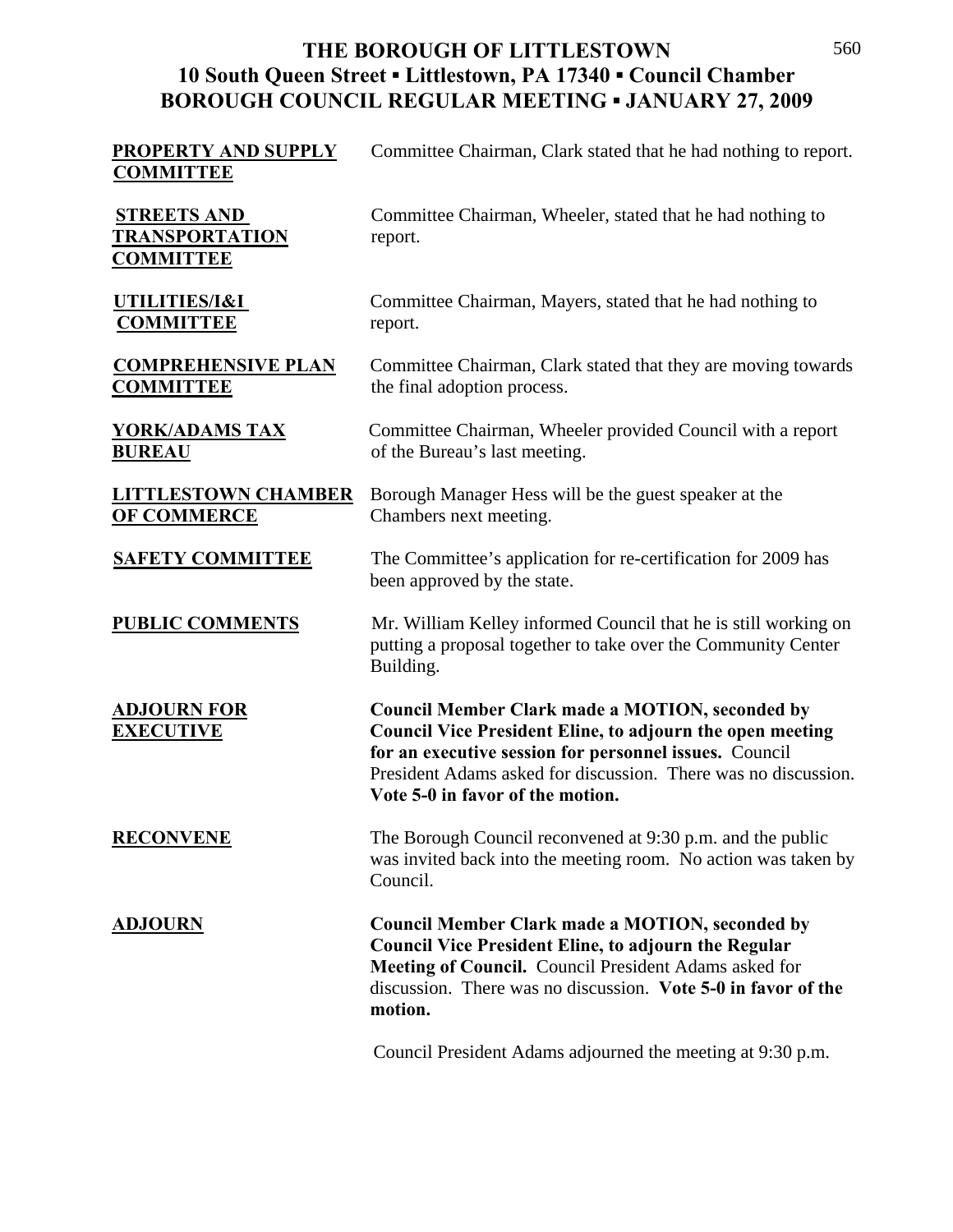# THE BOROUGH OF LITTLESTOWN
## 10 South Queen Street ▪ Littlestown, PA 17340 ▪ Council Chamber
## BOROUGH COUNCIL REGULAR MEETING ▪ JANUARY 27, 2009

**PROPERTY AND SUPPLY COMMITTEE**
Committee Chairman, Clark stated that he had nothing to report.

**STREETS AND TRANSPORTATION COMMITTEE**
Committee Chairman, Wheeler, stated that he had nothing to report.

**UTILITIES/I&I COMMITTEE**
Committee Chairman, Mayers, stated that he had nothing to report.

**COMPREHENSIVE PLAN COMMITTEE**
Committee Chairman, Clark stated that they are moving towards the final adoption process.

**YORK/ADAMS TAX BUREAU**
Committee Chairman, Wheeler provided Council with a report of the Bureau's last meeting.

**LITTLESTOWN CHAMBER OF COMMERCE**
Borough Manager Hess will be the guest speaker at the Chambers next meeting.

**SAFETY COMMITTEE**
The Committee's application for re-certification for 2009 has been approved by the state.

**PUBLIC COMMENTS**
Mr. William Kelley informed Council that he is still working on putting a proposal together to take over the Community Center Building.

**ADJOURN FOR EXECUTIVE**
**Council Member Clark made a MOTION, seconded by Council Vice President Eline, to adjourn the open meeting for an executive session for personnel issues.** Council President Adams asked for discussion. There was no discussion. **Vote 5-0 in favor of the motion.**

**RECONVENE**
The Borough Council reconvened at 9:30 p.m. and the public was invited back into the meeting room. No action was taken by Council.

**ADJOURN**
**Council Member Clark made a MOTION, seconded by Council Vice President Eline, to adjourn the Regular Meeting of Council.** Council President Adams asked for discussion. There was no discussion. **Vote 5-0 in favor of the motion.**

Council President Adams adjourned the meeting at 9:30 p.m.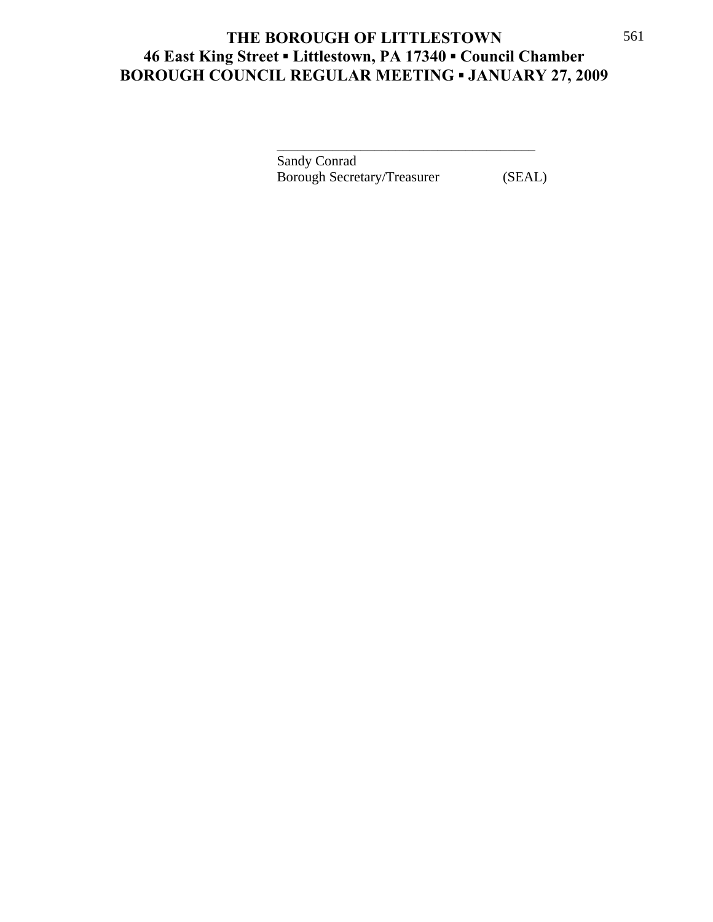\_\_\_\_\_\_\_\_\_\_\_\_\_\_\_\_\_\_\_\_\_\_\_\_\_\_\_\_\_\_\_\_\_\_\_\_\_\_

Sandy Conrad
Borough Secretary/Treasurer (SEAL)